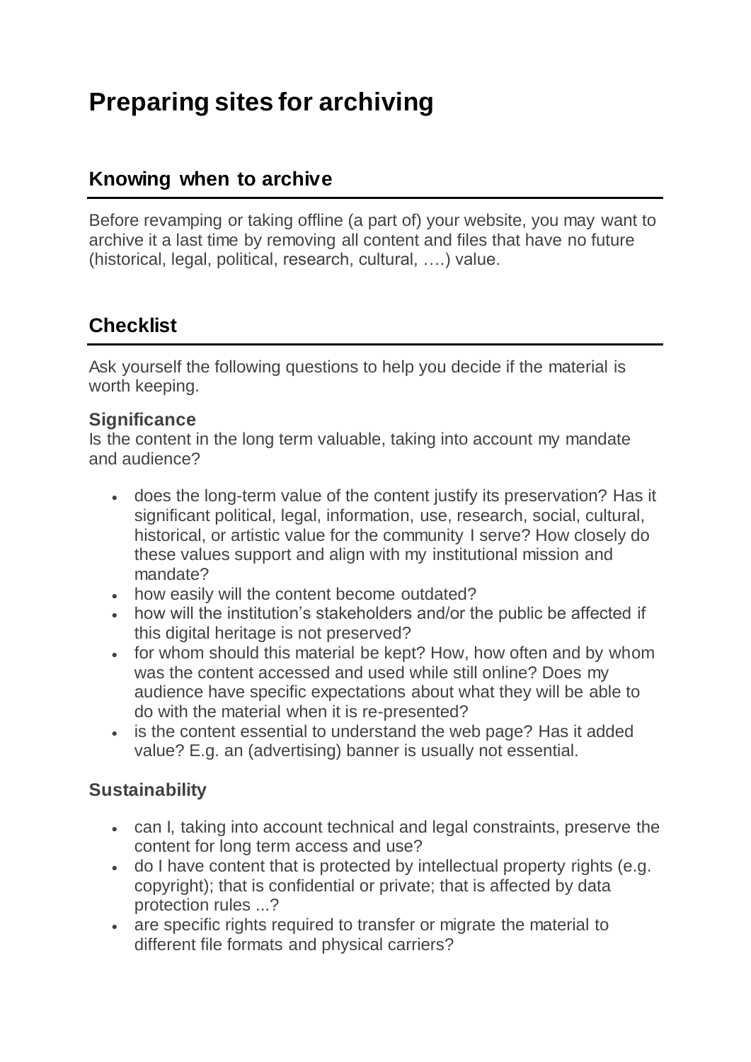# Preparing sites for archiving

## Knowing when to archive

Before revamping or taking offline (a part of) your website, you may want to archive it a last time by removing all content and files that have no future (historical, legal, political, research, cultural, ….) value.

## Checklist

Ask yourself the following questions to help you decide if the material is worth keeping.

### Significance

Is the content in the long term valuable, taking into account my mandate and audience?

- does the long-term value of the content justify its preservation? Has it significant political, legal, information, use, research, social, cultural, historical, or artistic value for the community I serve? How closely do these values support and align with my institutional mission and mandate?
- how easily will the content become outdated?
- how will the institution's stakeholders and/or the public be affected if this digital heritage is not preserved?
- for whom should this material be kept? How, how often and by whom was the content accessed and used while still online? Does my audience have specific expectations about what they will be able to do with the material when it is re-presented?
- is the content essential to understand the web page? Has it added value? E.g. an (advertising) banner is usually not essential.

### Sustainability

- can I, taking into account technical and legal constraints, preserve the content for long term access and use?
- do I have content that is protected by intellectual property rights (e.g. copyright); that is confidential or private; that is affected by data protection rules ...?
- are specific rights required to transfer or migrate the material to different file formats and physical carriers?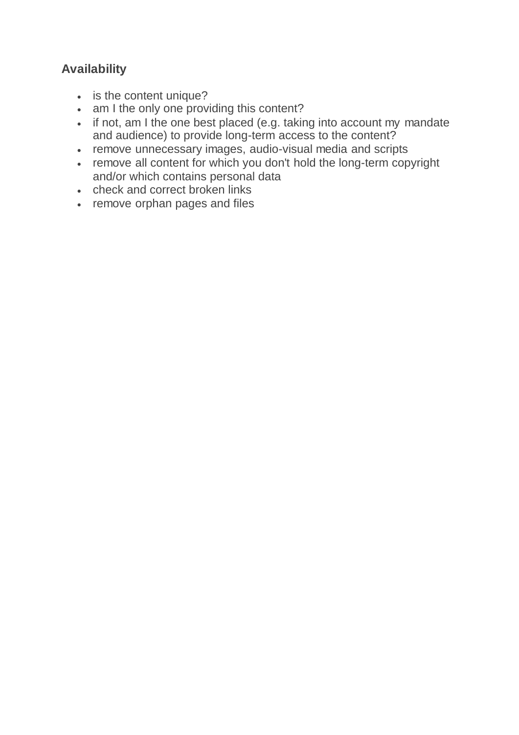### Availability

- is the content unique?
- am I the only one providing this content?
- if not, am I the one best placed (e.g. taking into account my mandate and audience) to provide long-term access to the content?
- remove unnecessary images, audio-visual media and scripts
- remove all content for which you don't hold the long-term copyright and/or which contains personal data
- check and correct broken links
- remove orphan pages and files